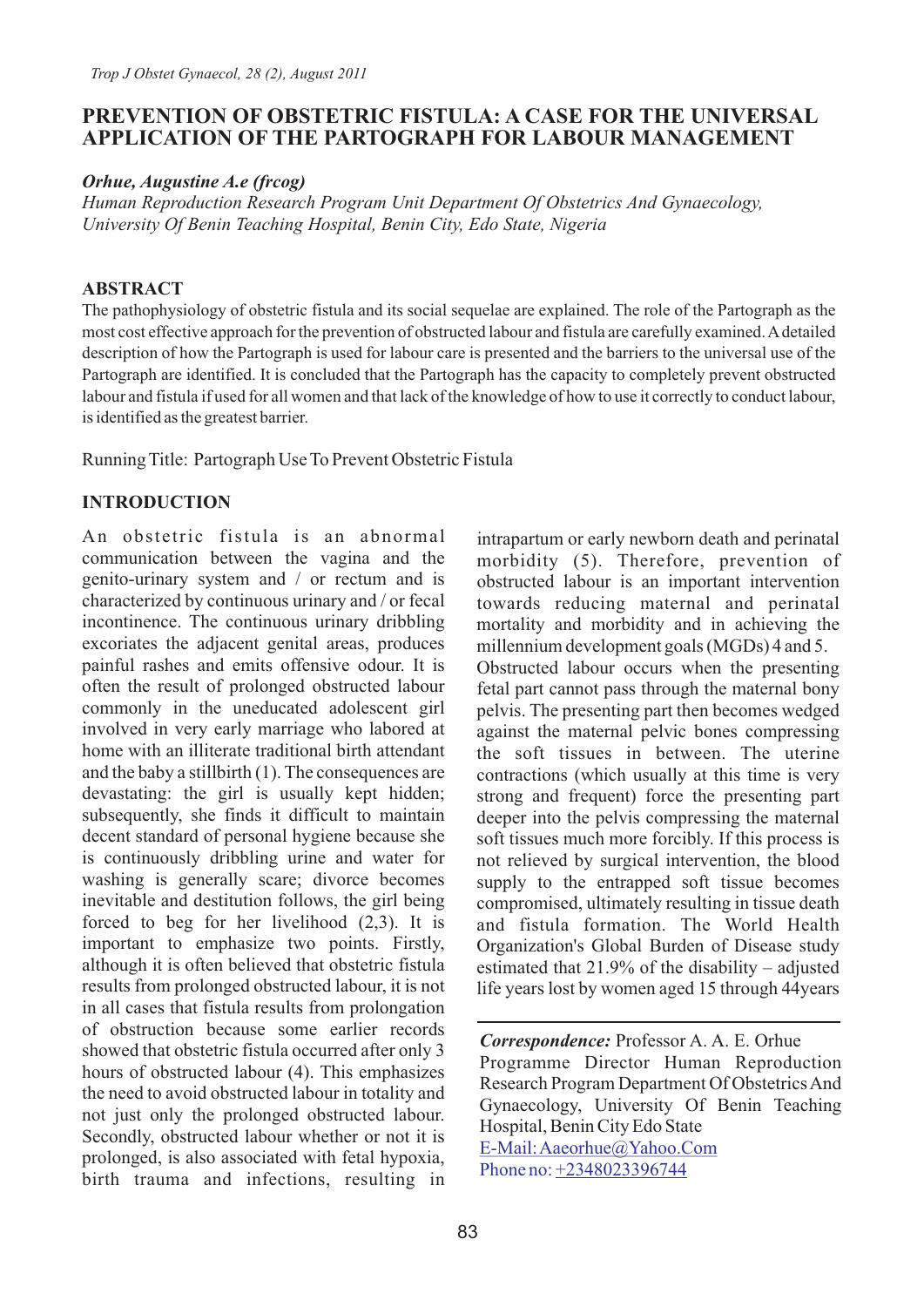# PREVENTION OF OBSTETRIC FISTULA: A CASE FOR THE UNIVERSAL APPLICATION OF THE PARTOGRAPH FOR LABOUR MANAGEMENT

***Orhue, Augustine A.e (frcog)***

*Human Reproduction Research Program Unit Department Of Obstetrics And Gynaecology, University Of Benin Teaching Hospital, Benin City, Edo State, Nigeria*

## ABSTRACT

The pathophysiology of obstetric fistula and its social sequelae are explained. The role of the Partograph as the most cost effective approach for the prevention of obstructed labour and fistula are carefully examined. A detailed description of how the Partograph is used for labour care is presented and the barriers to the universal use of the Partograph are identified. It is concluded that the Partograph has the capacity to completely prevent obstructed labour and fistula if used for all women and that lack of the knowledge of how to use it correctly to conduct labour, is identified as the greatest barrier.

Running Title: Partograph Use To Prevent Obstetric Fistula

## INTRODUCTION

An obstetric fistula is an abnormal communication between the vagina and the genito-urinary system and / or rectum and is characterized by continuous urinary and / or fecal incontinence. The continuous urinary dribbling excoriates the adjacent genital areas, produces painful rashes and emits offensive odour. It is often the result of prolonged obstructed labour commonly in the uneducated adolescent girl involved in very early marriage who labored at home with an illiterate traditional birth attendant and the baby a stillbirth (1). The consequences are devastating: the girl is usually kept hidden; subsequently, she finds it difficult to maintain decent standard of personal hygiene because she is continuously dribbling urine and water for washing is generally scare; divorce becomes inevitable and destitution follows, the girl being forced to beg for her livelihood (2,3). It is important to emphasize two points. Firstly, although it is often believed that obstetric fistula results from prolonged obstructed labour, it is not in all cases that fistula results from prolongation of obstruction because some earlier records showed that obstetric fistula occurred after only 3 hours of obstructed labour (4). This emphasizes the need to avoid obstructed labour in totality and not just only the prolonged obstructed labour. Secondly, obstructed labour whether or not it is prolonged, is also associated with fetal hypoxia, birth trauma and infections, resulting in intrapartum or early newborn death and perinatal morbidity (5). Therefore, prevention of obstructed labour is an important intervention towards reducing maternal and perinatal mortality and morbidity and in achieving the millennium development goals (MGDs) 4 and 5.

Obstructed labour occurs when the presenting fetal part cannot pass through the maternal bony pelvis. The presenting part then becomes wedged against the maternal pelvic bones compressing the soft tissues in between. The uterine contractions (which usually at this time is very strong and frequent) force the presenting part deeper into the pelvis compressing the maternal soft tissues much more forcibly. If this process is not relieved by surgical intervention, the blood supply to the entrapped soft tissue becomes compromised, ultimately resulting in tissue death and fistula formation. The World Health Organization's Global Burden of Disease study estimated that 21.9% of the disability – adjusted life years lost by women aged 15 through 44years

***Correspondence:*** Professor A. A. E. Orhue
Programme Director Human Reproduction Research Program Department Of Obstetrics And Gynaecology, University Of Benin Teaching Hospital, Benin City Edo State
E-Mail: Aaeorhue@Yahoo.Com
Phone no: +2348023396744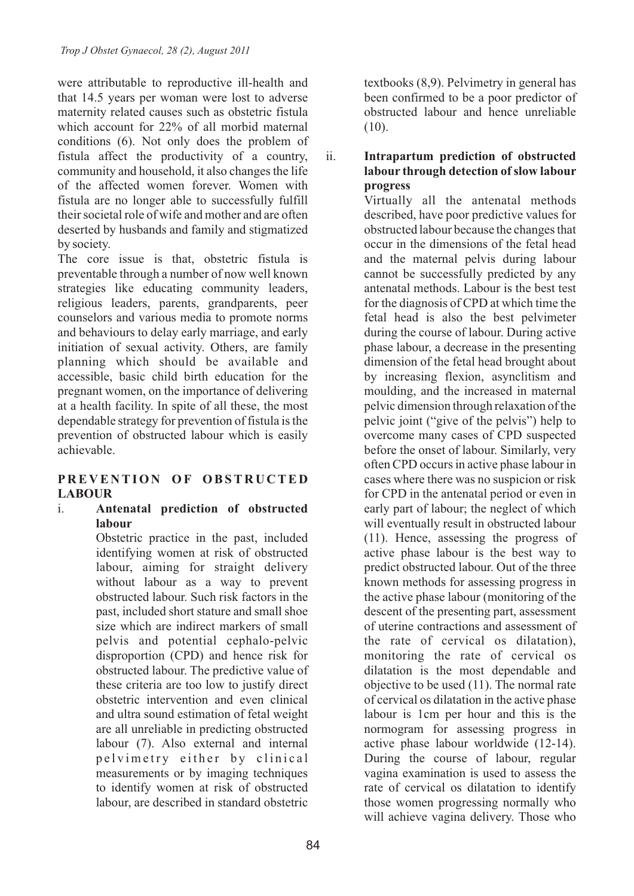were attributable to reproductive ill-health and that 14.5 years per woman were lost to adverse maternity related causes such as obstetric fistula which account for 22% of all morbid maternal conditions (6). Not only does the problem of fistula affect the productivity of a country, community and household, it also changes the life of the affected women forever. Women with fistula are no longer able to successfully fulfill their societal role of wife and mother and are often deserted by husbands and family and stigmatized by society.

The core issue is that, obstetric fistula is preventable through a number of now well known strategies like educating community leaders, religious leaders, parents, grandparents, peer counselors and various media to promote norms and behaviours to delay early marriage, and early initiation of sexual activity. Others, are family planning which should be available and accessible, basic child birth education for the pregnant women, on the importance of delivering at a health facility. In spite of all these, the most dependable strategy for prevention of fistula is the prevention of obstructed labour which is easily achievable.

## PREVENTION OF OBSTRUCTED LABOUR

### i. Antenatal prediction of obstructed labour

Obstetric practice in the past, included identifying women at risk of obstructed labour, aiming for straight delivery without labour as a way to prevent obstructed labour. Such risk factors in the past, included short stature and small shoe size which are indirect markers of small pelvis and potential cephalo-pelvic disproportion (CPD) and hence risk for obstructed labour. The predictive value of these criteria are too low to justify direct obstetric intervention and even clinical and ultra sound estimation of fetal weight are all unreliable in predicting obstructed labour (7). Also external and internal pelvimetry either by clinical measurements or by imaging techniques to identify women at risk of obstructed labour, are described in standard obstetric textbooks (8,9). Pelvimetry in general has been confirmed to be a poor predictor of obstructed labour and hence unreliable (10).

### ii. Intrapartum prediction of obstructed labour through detection of slow labour progress

Virtually all the antenatal methods described, have poor predictive values for obstructed labour because the changes that occur in the dimensions of the fetal head and the maternal pelvis during labour cannot be successfully predicted by any antenatal methods. Labour is the best test for the diagnosis of CPD at which time the fetal head is also the best pelvimeter during the course of labour. During active phase labour, a decrease in the presenting dimension of the fetal head brought about by increasing flexion, asynclitism and moulding, and the increased in maternal pelvic dimension through relaxation of the pelvic joint ("give of the pelvis") help to overcome many cases of CPD suspected before the onset of labour. Similarly, very often CPD occurs in active phase labour in cases where there was no suspicion or risk for CPD in the antenatal period or even in early part of labour; the neglect of which will eventually result in obstructed labour (11). Hence, assessing the progress of active phase labour is the best way to predict obstructed labour. Out of the three known methods for assessing progress in the active phase labour (monitoring of the descent of the presenting part, assessment of uterine contractions and assessment of the rate of cervical os dilatation), monitoring the rate of cervical os dilatation is the most dependable and objective to be used (11). The normal rate of cervical os dilatation in the active phase labour is 1cm per hour and this is the normogram for assessing progress in active phase labour worldwide (12-14). During the course of labour, regular vagina examination is used to assess the rate of cervical os dilatation to identify those women progressing normally who will achieve vagina delivery. Those who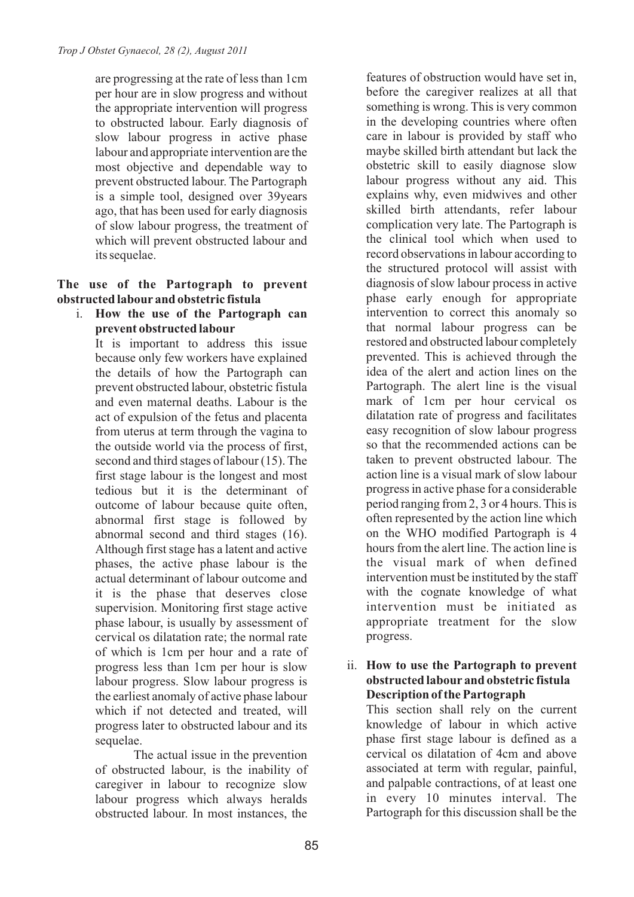are progressing at the rate of less than 1cm per hour are in slow progress and without the appropriate intervention will progress to obstructed labour. Early diagnosis of slow labour progress in active phase labour and appropriate intervention are the most objective and dependable way to prevent obstructed labour. The Partograph is a simple tool, designed over 39years ago, that has been used for early diagnosis of slow labour progress, the treatment of which will prevent obstructed labour and its sequelae.

## The use of the Partograph to prevent obstructed labour and obstetric fistula

### i. How the use of the Partograph can prevent obstructed labour

It is important to address this issue because only few workers have explained the details of how the Partograph can prevent obstructed labour, obstetric fistula and even maternal deaths. Labour is the act of expulsion of the fetus and placenta from uterus at term through the vagina to the outside world via the process of first, second and third stages of labour (15). The first stage labour is the longest and most tedious but it is the determinant of outcome of labour because quite often, abnormal first stage is followed by abnormal second and third stages (16). Although first stage has a latent and active phases, the active phase labour is the actual determinant of labour outcome and it is the phase that deserves close supervision. Monitoring first stage active phase labour, is usually by assessment of cervical os dilatation rate; the normal rate of which is 1cm per hour and a rate of progress less than 1cm per hour is slow labour progress. Slow labour progress is the earliest anomaly of active phase labour which if not detected and treated, will progress later to obstructed labour and its sequelae.

The actual issue in the prevention of obstructed labour, is the inability of caregiver in labour to recognize slow labour progress which always heralds obstructed labour. In most instances, the features of obstruction would have set in, before the caregiver realizes at all that something is wrong. This is very common in the developing countries where often care in labour is provided by staff who maybe skilled birth attendant but lack the obstetric skill to easily diagnose slow labour progress without any aid. This explains why, even midwives and other skilled birth attendants, refer labour complication very late. The Partograph is the clinical tool which when used to record observations in labour according to the structured protocol will assist with diagnosis of slow labour process in active phase early enough for appropriate intervention to correct this anomaly so that normal labour progress can be restored and obstructed labour completely prevented. This is achieved through the idea of the alert and action lines on the Partograph. The alert line is the visual mark of 1cm per hour cervical os dilatation rate of progress and facilitates easy recognition of slow labour progress so that the recommended actions can be taken to prevent obstructed labour. The action line is a visual mark of slow labour progress in active phase for a considerable period ranging from 2, 3 or 4 hours. This is often represented by the action line which on the WHO modified Partograph is 4 hours from the alert line. The action line is the visual mark of when defined intervention must be instituted by the staff with the cognate knowledge of what intervention must be initiated as appropriate treatment for the slow progress.

### ii. How to use the Partograph to prevent obstructed labour and obstetric fistula

**Description of the Partograph**

This section shall rely on the current knowledge of labour in which active phase first stage labour is defined as a cervical os dilatation of 4cm and above associated at term with regular, painful, and palpable contractions, of at least one in every 10 minutes interval. The Partograph for this discussion shall be the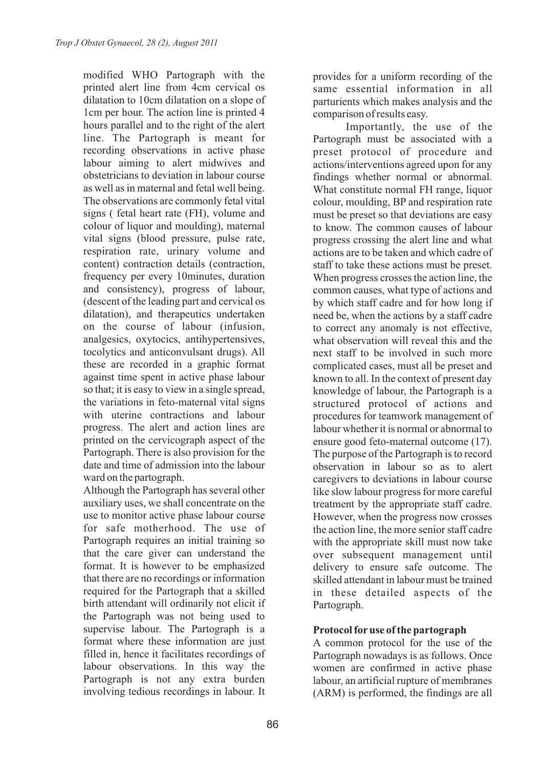modified WHO Partograph with the printed alert line from 4cm cervical os dilatation to 10cm dilatation on a slope of 1cm per hour. The action line is printed 4 hours parallel and to the right of the alert line. The Partograph is meant for recording observations in active phase labour aiming to alert midwives and obstetricians to deviation in labour course as well as in maternal and fetal well being. The observations are commonly fetal vital signs ( fetal heart rate (FH), volume and colour of liquor and moulding), maternal vital signs (blood pressure, pulse rate, respiration rate, urinary volume and content) contraction details (contraction, frequency per every 10minutes, duration and consistency), progress of labour, (descent of the leading part and cervical os dilatation), and therapeutics undertaken on the course of labour (infusion, analgesics, oxytocics, antihypertensives, tocolytics and anticonvulsant drugs). All these are recorded in a graphic format against time spent in active phase labour so that; it is easy to view in a single spread, the variations in feto-maternal vital signs with uterine contractions and labour progress. The alert and action lines are printed on the cervicograph aspect of the Partograph. There is also provision for the date and time of admission into the labour ward on the partograph.

Although the Partograph has several other auxiliary uses, we shall concentrate on the use to monitor active phase labour course for safe motherhood. The use of Partograph requires an initial training so that the care giver can understand the format. It is however to be emphasized that there are no recordings or information required for the Partograph that a skilled birth attendant will ordinarily not elicit if the Partograph was not being used to supervise labour. The Partograph is a format where these information are just filled in, hence it facilitates recordings of labour observations. In this way the Partograph is not any extra burden involving tedious recordings in labour. It provides for a uniform recording of the same essential information in all parturients which makes analysis and the comparison of results easy.

Importantly, the use of the Partograph must be associated with a preset protocol of procedure and actions/interventions agreed upon for any findings whether normal or abnormal. What constitute normal FH range, liquor colour, moulding, BP and respiration rate must be preset so that deviations are easy to know. The common causes of labour progress crossing the alert line and what actions are to be taken and which cadre of staff to take these actions must be preset. When progress crosses the action line, the common causes, what type of actions and by which staff cadre and for how long if need be, when the actions by a staff cadre to correct any anomaly is not effective, what observation will reveal this and the next staff to be involved in such more complicated cases, must all be preset and known to all. In the context of present day knowledge of labour, the Partograph is a structured protocol of actions and procedures for teamwork management of labour whether it is normal or abnormal to ensure good feto-maternal outcome (17). The purpose of the Partograph is to record observation in labour so as to alert caregivers to deviations in labour course like slow labour progress for more careful treatment by the appropriate staff cadre. However, when the progress now crosses the action line, the more senior staff cadre with the appropriate skill must now take over subsequent management until delivery to ensure safe outcome. The skilled attendant in labour must be trained in these detailed aspects of the Partograph.

**Protocol for use of the partograph**

A common protocol for the use of the Partograph nowadays is as follows. Once women are confirmed in active phase labour, an artificial rupture of membranes (ARM) is performed, the findings are all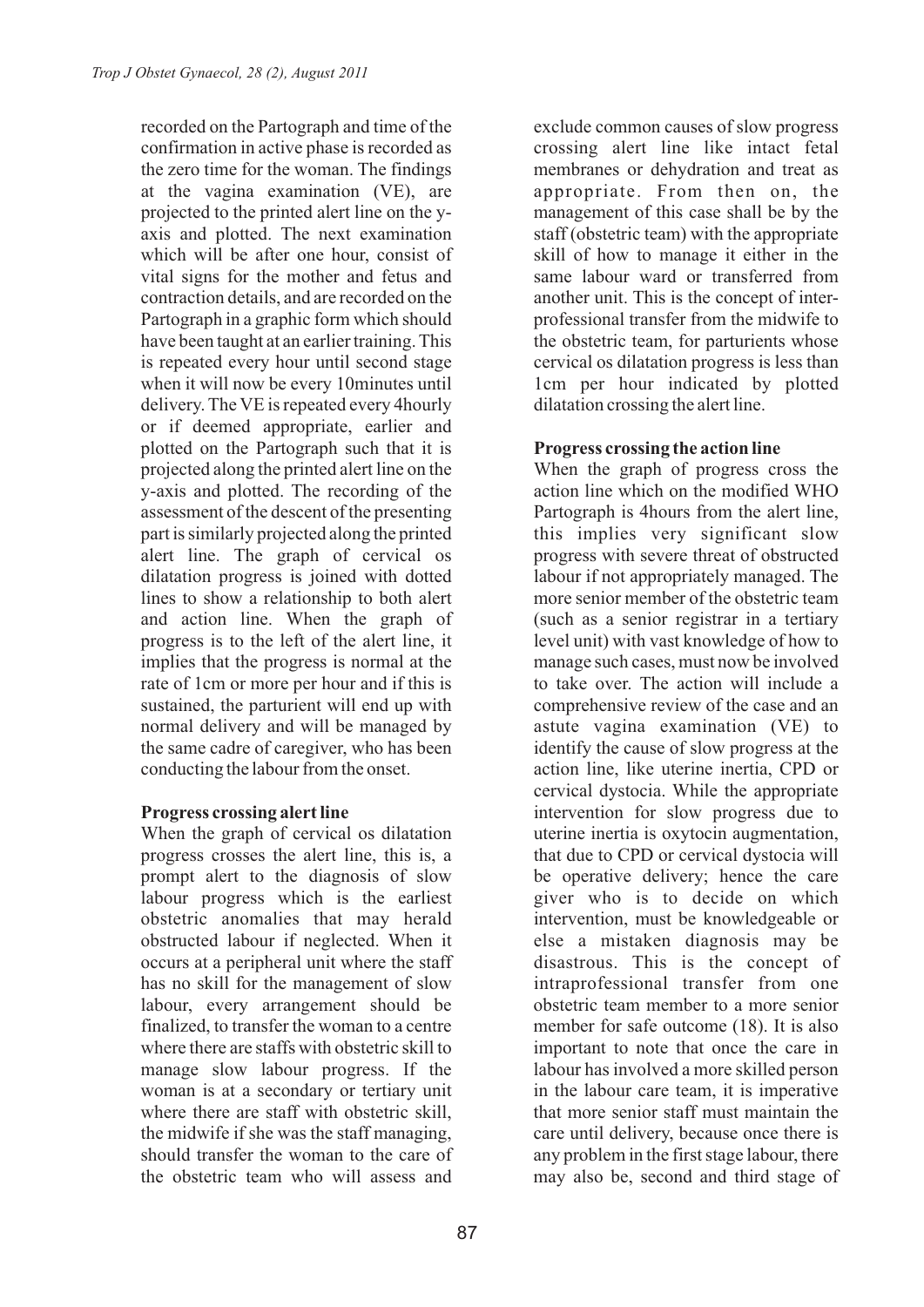recorded on the Partograph and time of the confirmation in active phase is recorded as the zero time for the woman. The findings at the vagina examination (VE), are projected to the printed alert line on the y-axis and plotted. The next examination which will be after one hour, consist of vital signs for the mother and fetus and contraction details, and are recorded on the Partograph in a graphic form which should have been taught at an earlier training. This is repeated every hour until second stage when it will now be every 10minutes until delivery. The VE is repeated every 4hourly or if deemed appropriate, earlier and plotted on the Partograph such that it is projected along the printed alert line on the y-axis and plotted. The recording of the assessment of the descent of the presenting part is similarly projected along the printed alert line. The graph of cervical os dilatation progress is joined with dotted lines to show a relationship to both alert and action line. When the graph of progress is to the left of the alert line, it implies that the progress is normal at the rate of 1cm or more per hour and if this is sustained, the parturient will end up with normal delivery and will be managed by the same cadre of caregiver, who has been conducting the labour from the onset.

**Progress crossing alert line**

When the graph of cervical os dilatation progress crosses the alert line, this is, a prompt alert to the diagnosis of slow labour progress which is the earliest obstetric anomalies that may herald obstructed labour if neglected. When it occurs at a peripheral unit where the staff has no skill for the management of slow labour, every arrangement should be finalized, to transfer the woman to a centre where there are staffs with obstetric skill to manage slow labour progress. If the woman is at a secondary or tertiary unit where there are staff with obstetric skill, the midwife if she was the staff managing, should transfer the woman to the care of the obstetric team who will assess and exclude common causes of slow progress crossing alert line like intact fetal membranes or dehydration and treat as appropriate. From then on, the management of this case shall be by the staff (obstetric team) with the appropriate skill of how to manage it either in the same labour ward or transferred from another unit. This is the concept of inter-professional transfer from the midwife to the obstetric team, for parturients whose cervical os dilatation progress is less than 1cm per hour indicated by plotted dilatation crossing the alert line.

**Progress crossing the action line**

When the graph of progress cross the action line which on the modified WHO Partograph is 4hours from the alert line, this implies very significant slow progress with severe threat of obstructed labour if not appropriately managed. The more senior member of the obstetric team (such as a senior registrar in a tertiary level unit) with vast knowledge of how to manage such cases, must now be involved to take over. The action will include a comprehensive review of the case and an astute vagina examination (VE) to identify the cause of slow progress at the action line, like uterine inertia, CPD or cervical dystocia. While the appropriate intervention for slow progress due to uterine inertia is oxytocin augmentation, that due to CPD or cervical dystocia will be operative delivery; hence the care giver who is to decide on which intervention, must be knowledgeable or else a mistaken diagnosis may be disastrous. This is the concept of intraprofessional transfer from one obstetric team member to a more senior member for safe outcome (18). It is also important to note that once the care in labour has involved a more skilled person in the labour care team, it is imperative that more senior staff must maintain the care until delivery, because once there is any problem in the first stage labour, there may also be, second and third stage of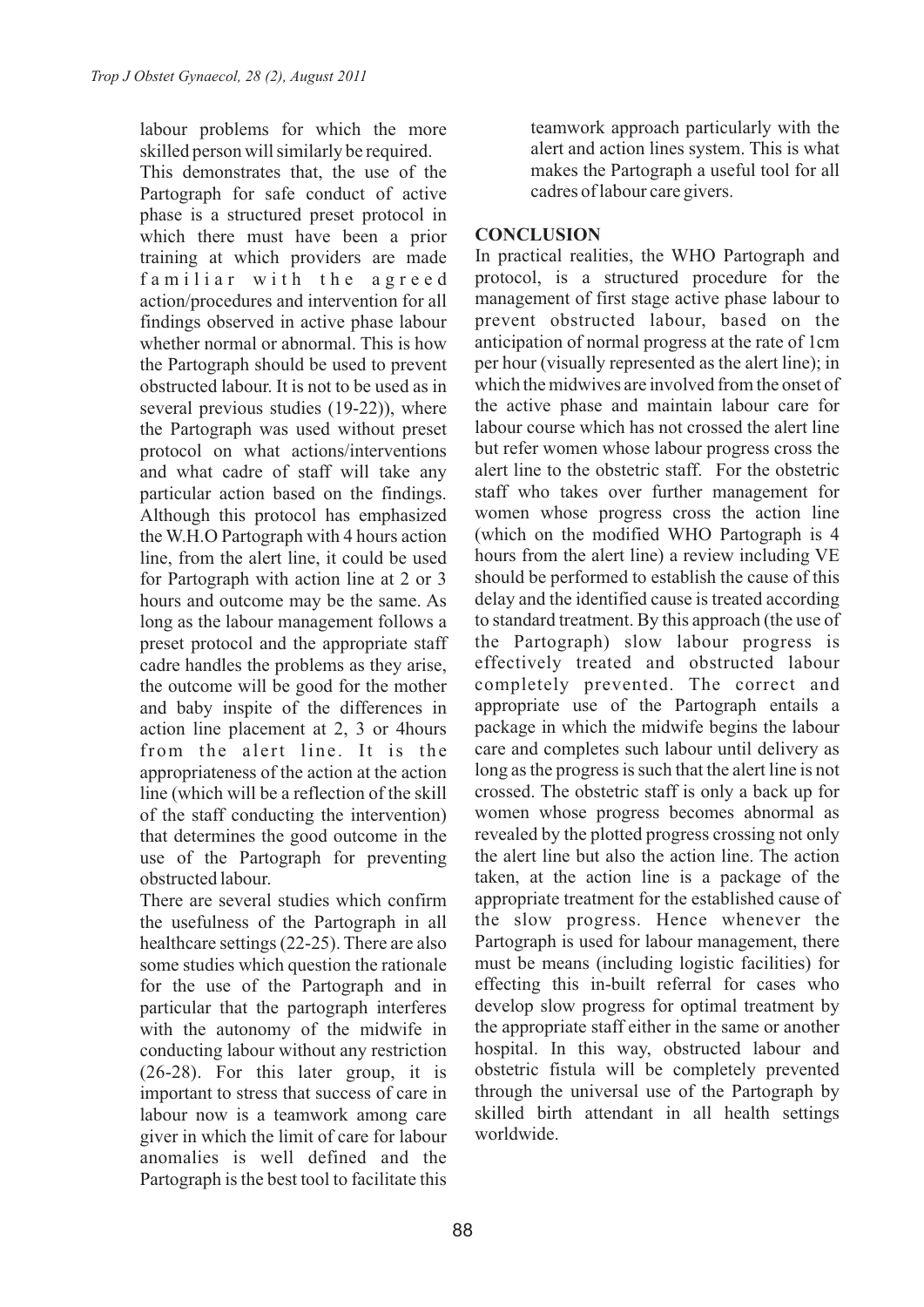labour problems for which the more skilled person will similarly be required.

This demonstrates that, the use of the Partograph for safe conduct of active phase is a structured preset protocol in which there must have been a prior training at which providers are made familiar with the agreed action/procedures and intervention for all findings observed in active phase labour whether normal or abnormal. This is how the Partograph should be used to prevent obstructed labour. It is not to be used as in several previous studies (19-22)), where the Partograph was used without preset protocol on what actions/interventions and what cadre of staff will take any particular action based on the findings. Although this protocol has emphasized the W.H.O Partograph with 4 hours action line, from the alert line, it could be used for Partograph with action line at 2 or 3 hours and outcome may be the same. As long as the labour management follows a preset protocol and the appropriate staff cadre handles the problems as they arise, the outcome will be good for the mother and baby inspite of the differences in action line placement at 2, 3 or 4hours from the alert line. It is the appropriateness of the action at the action line (which will be a reflection of the skill of the staff conducting the intervention) that determines the good outcome in the use of the Partograph for preventing obstructed labour.

There are several studies which confirm the usefulness of the Partograph in all healthcare settings (22-25). There are also some studies which question the rationale for the use of the Partograph and in particular that the partograph interferes with the autonomy of the midwife in conducting labour without any restriction (26-28). For this later group, it is important to stress that success of care in labour now is a teamwork among care giver in which the limit of care for labour anomalies is well defined and the Partograph is the best tool to facilitate this teamwork approach particularly with the alert and action lines system. This is what makes the Partograph a useful tool for all cadres of labour care givers.

## CONCLUSION

In practical realities, the WHO Partograph and protocol, is a structured procedure for the management of first stage active phase labour to prevent obstructed labour, based on the anticipation of normal progress at the rate of 1cm per hour (visually represented as the alert line); in which the midwives are involved from the onset of the active phase and maintain labour care for labour course which has not crossed the alert line but refer women whose labour progress cross the alert line to the obstetric staff. For the obstetric staff who takes over further management for women whose progress cross the action line (which on the modified WHO Partograph is 4 hours from the alert line) a review including VE should be performed to establish the cause of this delay and the identified cause is treated according to standard treatment. By this approach (the use of the Partograph) slow labour progress is effectively treated and obstructed labour completely prevented. The correct and appropriate use of the Partograph entails a package in which the midwife begins the labour care and completes such labour until delivery as long as the progress is such that the alert line is not crossed. The obstetric staff is only a back up for women whose progress becomes abnormal as revealed by the plotted progress crossing not only the alert line but also the action line. The action taken, at the action line is a package of the appropriate treatment for the established cause of the slow progress. Hence whenever the Partograph is used for labour management, there must be means (including logistic facilities) for effecting this in-built referral for cases who develop slow progress for optimal treatment by the appropriate staff either in the same or another hospital. In this way, obstructed labour and obstetric fistula will be completely prevented through the universal use of the Partograph by skilled birth attendant in all health settings worldwide.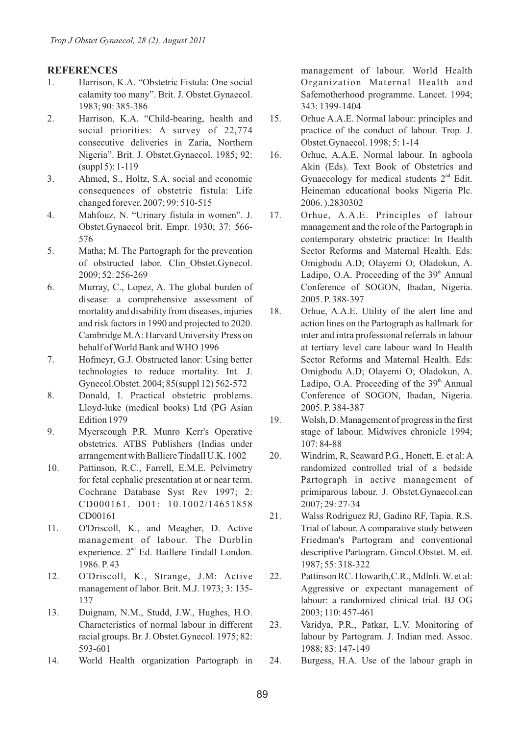## REFERENCES

1. Harrison, K.A. "Obstetric Fistula: One social calamity too many". Brit. J. Obstet.Gynaecol. 1983; 90: 385-386
2. Harrison, K.A. "Child-bearing, health and social priorities: A survey of 22,774 consecutive deliveries in Zaria, Northern Nigeria". Brit. J. Obstet.Gynaecol. 1985; 92: (suppl 5): 1-119
3. Ahmed, S., Holtz, S.A. social and economic consequences of obstetric fistula: Life changed forever. 2007; 99: 510-515
4. Mahfouz, N. "Urinary fistula in women". J. Obstet.Gynaecol brit. Empr. 1930; 37: 566-576
5. Matha; M. The Partograph for the prevention of obstructed labor. Clin_Obstet.Gynecol. 2009; 52: 256-269
6. Murray, C., Lopez, A. The global burden of disease: a comprehensive assessment of mortality and disability from diseases, injuries and risk factors in 1990 and projected to 2020. Cambridge M.A: Harvard University Press on behalf of World Bank and WHO 1996
7. Hofmeyr, G.J. Obstructed lanor: Using better technologies to reduce mortality. Int. J. Gynecol.Obstet. 2004; 85(suppl 12) 562-572
8. Donald, I. Practical obstetric problems. Lloyd-luke (medical books) Ltd (PG Asian Edition 1979
9. Myerscough P.R. Munro Kerr's Operative obstetrics. ATBS Publishers (Indias under arrangement with Balliere Tindall U.K. 1002
10. Pattinson, R.C., Farrell, E.M.E. Pelvimetry for fetal cephalic presentation at or near term. Cochrane Database Syst Rev 1997; 2: CD000161. D01: 10.1002/14651858 CD00161
11. O'Driscoll, K., and Meagher, D. Active management of labour. The Durblin experience. 2[nd] Ed. Baillere Tindall London. 1986. P. 43
12. O'Driscoll, K., Strange, J.M: Active management of labor. Brit. M.J. 1973; 3: 135-137
13. Duignam, N.M., Studd, J.W., Hughes, H.O. Characteristics of normal labour in different racial groups. Br. J. Obstet.Gynecol. 1975; 82: 593-601
14. World Health organization Partograph in management of labour. World Health Organization Maternal Health and Safemotherhood programme. Lancet. 1994; 343: 1399-1404
15. Orhue A.A.E. Normal labour: principles and practice of the conduct of labour. Trop. J. Obstet.Gynaecol. 1998; 5: 1-14
16. Orhue, A.A.E. Normal labour. In agboola Akin (Eds). Text Book of Obstetrics and Gynaecology for medical students 2[nd] Edit. Heineman educational books Nigeria Plc. 2006. ).2830302
17. Orhue, A.A.E. Principles of labour management and the role of the Partograph in contemporary obstetric practice: In Health Sector Reforms and Maternal Health. Eds: Omigbodu A.D; Olayemi O; Oladokun, A. Ladipo, O.A. Proceeding of the 39[th] Annual Conference of SOGON, Ibadan, Nigeria. 2005. P. 388-397
18. Orhue, A.A.E. Utility of the alert line and action lines on the Partograph as hallmark for inter and intra professional referrals in labour at tertiary level care labour ward In Health Sector Reforms and Maternal Health. Eds: Omigbodu A.D; Olayemi O; Oladokun, A. Ladipo, O.A. Proceeding of the 39[th] Annual Conference of SOGON, Ibadan, Nigeria. 2005. P. 384-387
19. Wolsh, D. Management of progress in the first stage of labour. Midwives chronicle 1994; 107: 84-88
20. Windrim, R, Seaward P.G., Honett, E. et al: A randomized controlled trial of a bedside Partograph in active management of primiparous labour. J. Obstet.Gynaecol.can 2007; 29: 27-34
21. Walss Rodriguez RJ, Gadino RF, Tapia. R.S. Trial of labour. A comparative study between Friedman's Partogram and conventional descriptive Partogram. Gincol.Obstet. M. ed. 1987; 55: 318-322
22. Pattinson RC. Howarth,C.R., Mdlnli. W. et al: Aggressive or expectant management of labour: a randomized clinical trial. BJ OG 2003; 110: 457-461
23. Varidya, P.R., Patkar, L.V. Monitoring of labour by Partogram. J. Indian med. Assoc. 1988; 83: 147-149
24. Burgess, H.A. Use of the labour graph in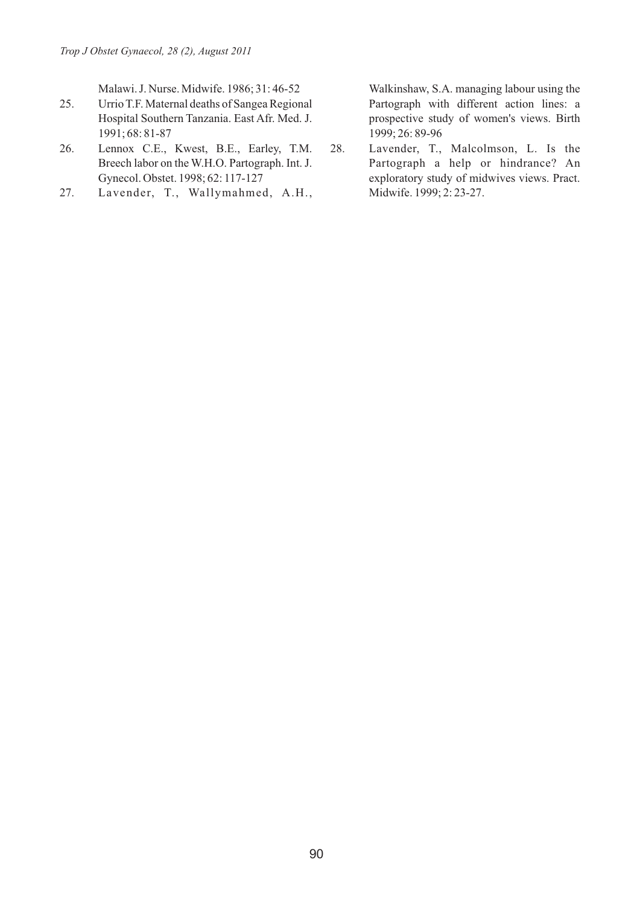Malawi. J. Nurse. Midwife. 1986; 31: 46-52

25. Urrio T.F. Maternal deaths of Sangea Regional Hospital Southern Tanzania. East Afr. Med. J. 1991; 68: 81-87
26. Lennox C.E., Kwest, B.E., Earley, T.M. Breech labor on the W.H.O. Partograph. Int. J. Gynecol. Obstet. 1998; 62: 117-127
27. Lavender, T., Wallymahmed, A.H., Walkinshaw, S.A. managing labour using the Partograph with different action lines: a prospective study of women's views. Birth 1999; 26: 89-96
28. Lavender, T., Malcolmson, L. Is the Partograph a help or hindrance? An exploratory study of midwives views. Pract. Midwife. 1999; 2: 23-27.